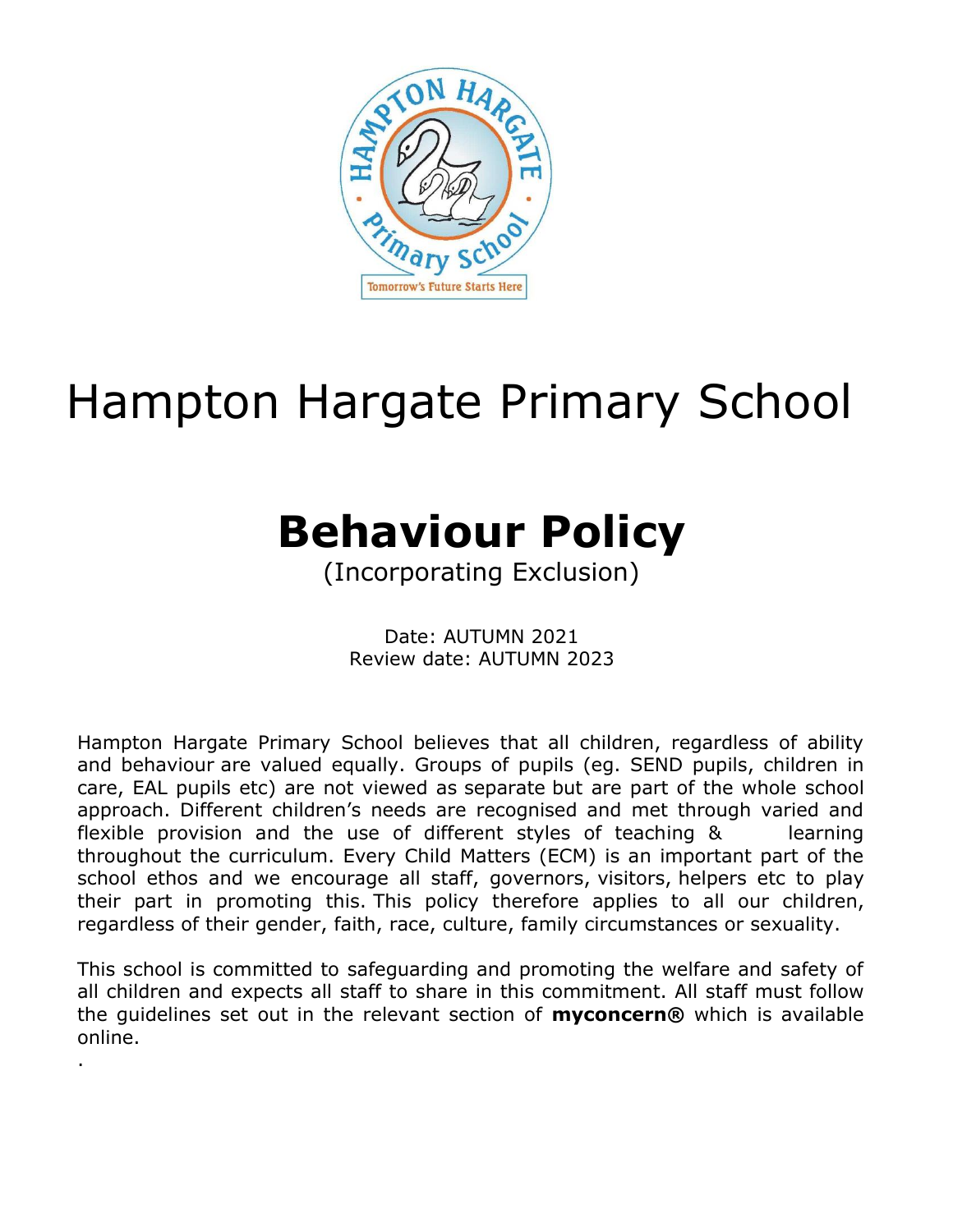# Hampton Hargate Primary School

## Behaviour Policy

(Incorporating Exclusion)

Date: AUTUMN 2021
Review date: AUTUMN 2023

Hampton Hargate Primary School believes that all children, regardless of ability and behaviour are valued equally. Groups of pupils (eg. SEND pupils, children in care, EAL pupils etc) are not viewed as separate but are part of the whole school approach. Different children's needs are recognised and met through varied and flexible provision and the use of different styles of teaching & learning throughout the curriculum. Every Child Matters (ECM) is an important part of the school ethos and we encourage all staff, governors, visitors, helpers etc to play their part in promoting this. This policy therefore applies to all our children, regardless of their gender, faith, race, culture, family circumstances or sexuality.

This school is committed to safeguarding and promoting the welfare and safety of all children and expects all staff to share in this commitment. All staff must follow the guidelines set out in the relevant section of **myconcern®** which is available online.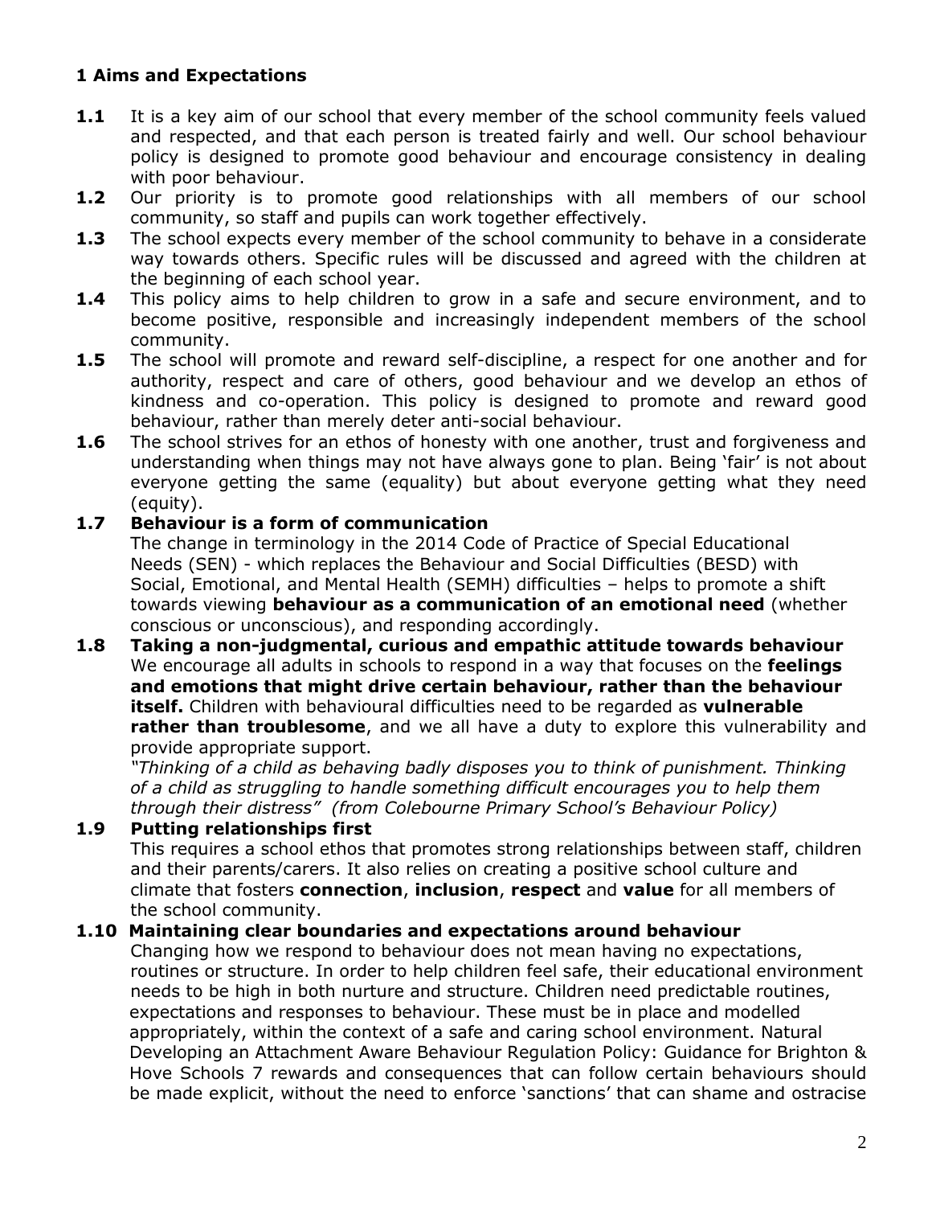## 1 Aims and Expectations

**1.1** It is a key aim of our school that every member of the school community feels valued and respected, and that each person is treated fairly and well. Our school behaviour policy is designed to promote good behaviour and encourage consistency in dealing with poor behaviour.

**1.2** Our priority is to promote good relationships with all members of our school community, so staff and pupils can work together effectively.

**1.3** The school expects every member of the school community to behave in a considerate way towards others. Specific rules will be discussed and agreed with the children at the beginning of each school year.

**1.4** This policy aims to help children to grow in a safe and secure environment, and to become positive, responsible and increasingly independent members of the school community.

**1.5** The school will promote and reward self-discipline, a respect for one another and for authority, respect and care of others, good behaviour and we develop an ethos of kindness and co-operation. This policy is designed to promote and reward good behaviour, rather than merely deter anti-social behaviour.

**1.6** The school strives for an ethos of honesty with one another, trust and forgiveness and understanding when things may not have always gone to plan. Being 'fair' is not about everyone getting the same (equality) but about everyone getting what they need (equity).

**1.7 Behaviour is a form of communication**

The change in terminology in the 2014 Code of Practice of Special Educational Needs (SEN) - which replaces the Behaviour and Social Difficulties (BESD) with Social, Emotional, and Mental Health (SEMH) difficulties – helps to promote a shift towards viewing **behaviour as a communication of an emotional need** (whether conscious or unconscious), and responding accordingly.

**1.8 Taking a non-judgmental, curious and empathic attitude towards behaviour**

We encourage all adults in schools to respond in a way that focuses on the **feelings and emotions that might drive certain behaviour, rather than the behaviour itself.** Children with behavioural difficulties need to be regarded as **vulnerable rather than troublesome**, and we all have a duty to explore this vulnerability and provide appropriate support.

*"Thinking of a child as behaving badly disposes you to think of punishment. Thinking of a child as struggling to handle something difficult encourages you to help them through their distress" (from Colebourne Primary School's Behaviour Policy)*

**1.9 Putting relationships first**

This requires a school ethos that promotes strong relationships between staff, children and their parents/carers. It also relies on creating a positive school culture and climate that fosters **connection**, **inclusion**, **respect** and **value** for all members of the school community.

**1.10 Maintaining clear boundaries and expectations around behaviour**

Changing how we respond to behaviour does not mean having no expectations, routines or structure. In order to help children feel safe, their educational environment needs to be high in both nurture and structure. Children need predictable routines, expectations and responses to behaviour. These must be in place and modelled appropriately, within the context of a safe and caring school environment. Natural Developing an Attachment Aware Behaviour Regulation Policy: Guidance for Brighton & Hove Schools 7 rewards and consequences that can follow certain behaviours should be made explicit, without the need to enforce 'sanctions' that can shame and ostracise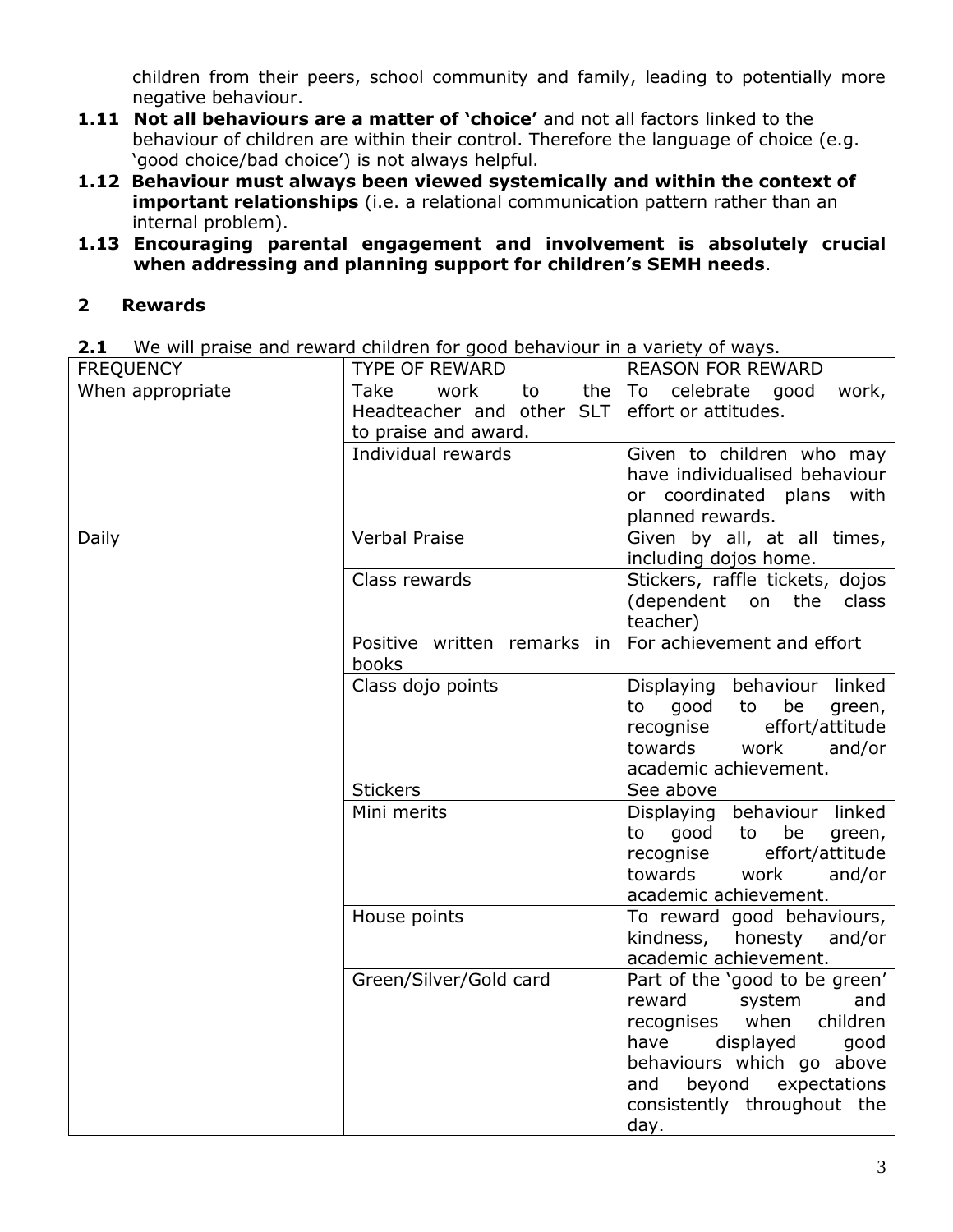children from their peers, school community and family, leading to potentially more negative behaviour.

**1.11 Not all behaviours are a matter of 'choice'** and not all factors linked to the behaviour of children are within their control. Therefore the language of choice (e.g. 'good choice/bad choice') is not always helpful.

**1.12 Behaviour must always been viewed systemically and within the context of important relationships** (i.e. a relational communication pattern rather than an internal problem).

**1.13 Encouraging parental engagement and involvement is absolutely crucial when addressing and planning support for children's SEMH needs**.

## 2 Rewards

**2.1** We will praise and reward children for good behaviour in a variety of ways.

| FREQUENCY | TYPE OF REWARD | REASON FOR REWARD |
|---|---|---|
| When appropriate | Take work to the Headteacher and other SLT to praise and award. | To celebrate good work, effort or attitudes. |
| | Individual rewards | Given to children who may have individualised behaviour or coordinated plans with planned rewards. |
| Daily | Verbal Praise | Given by all, at all times, including dojos home. |
| | Class rewards | Stickers, raffle tickets, dojos (dependent on the class teacher) |
| | Positive written remarks in books | For achievement and effort |
| | Class dojo points | Displaying behaviour linked to good to be green, recognise effort/attitude towards work and/or academic achievement. |
| | Stickers | See above |
| | Mini merits | Displaying behaviour linked to good to be green, recognise effort/attitude towards work and/or academic achievement. |
| | House points | To reward good behaviours, kindness, honesty and/or academic achievement. |
| | Green/Silver/Gold card | Part of the 'good to be green' reward system and recognises when children have displayed good behaviours which go above and beyond expectations consistently throughout the day. |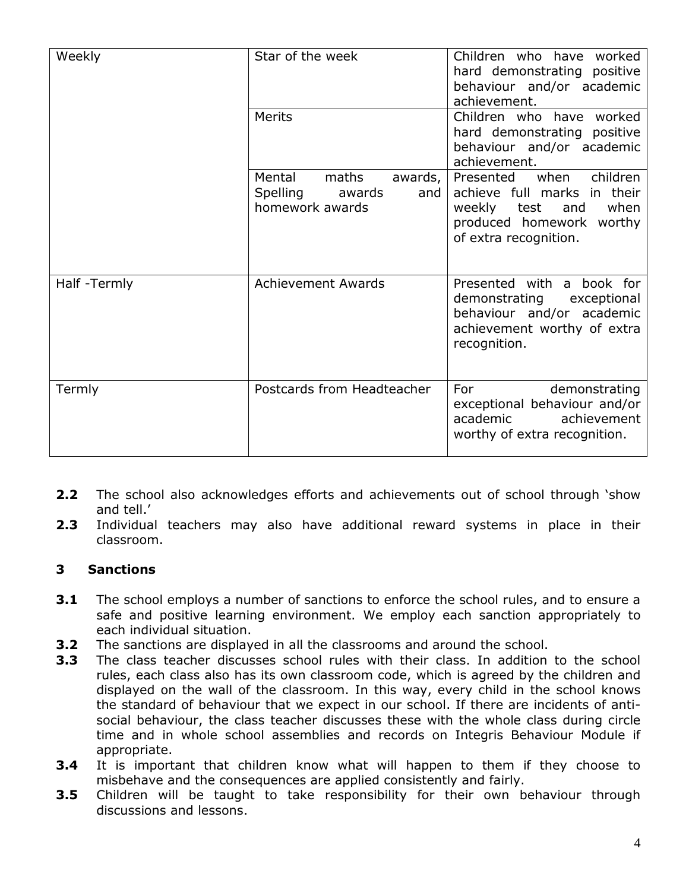| | | |
|---|---|---|
| Weekly | Star of the week | Children who have worked hard demonstrating positive behaviour and/or academic achievement. |
| | Merits | Children who have worked hard demonstrating positive behaviour and/or academic achievement. |
| | Mental maths awards, Spelling awards and homework awards | Presented when children achieve full marks in their weekly test and when produced homework worthy of extra recognition. |
| Half -Termly | Achievement Awards | Presented with a book for demonstrating exceptional behaviour and/or academic achievement worthy of extra recognition. |
| Termly | Postcards from Headteacher | For demonstrating exceptional behaviour and/or academic achievement worthy of extra recognition. |

**2.2** The school also acknowledges efforts and achievements out of school through 'show and tell.'

**2.3** Individual teachers may also have additional reward systems in place in their classroom.

## 3 Sanctions

**3.1** The school employs a number of sanctions to enforce the school rules, and to ensure a safe and positive learning environment. We employ each sanction appropriately to each individual situation.

**3.2** The sanctions are displayed in all the classrooms and around the school.

**3.3** The class teacher discusses school rules with their class. In addition to the school rules, each class also has its own classroom code, which is agreed by the children and displayed on the wall of the classroom. In this way, every child in the school knows the standard of behaviour that we expect in our school. If there are incidents of anti-social behaviour, the class teacher discusses these with the whole class during circle time and in whole school assemblies and records on Integris Behaviour Module if appropriate.

**3.4** It is important that children know what will happen to them if they choose to misbehave and the consequences are applied consistently and fairly.

**3.5** Children will be taught to take responsibility for their own behaviour through discussions and lessons.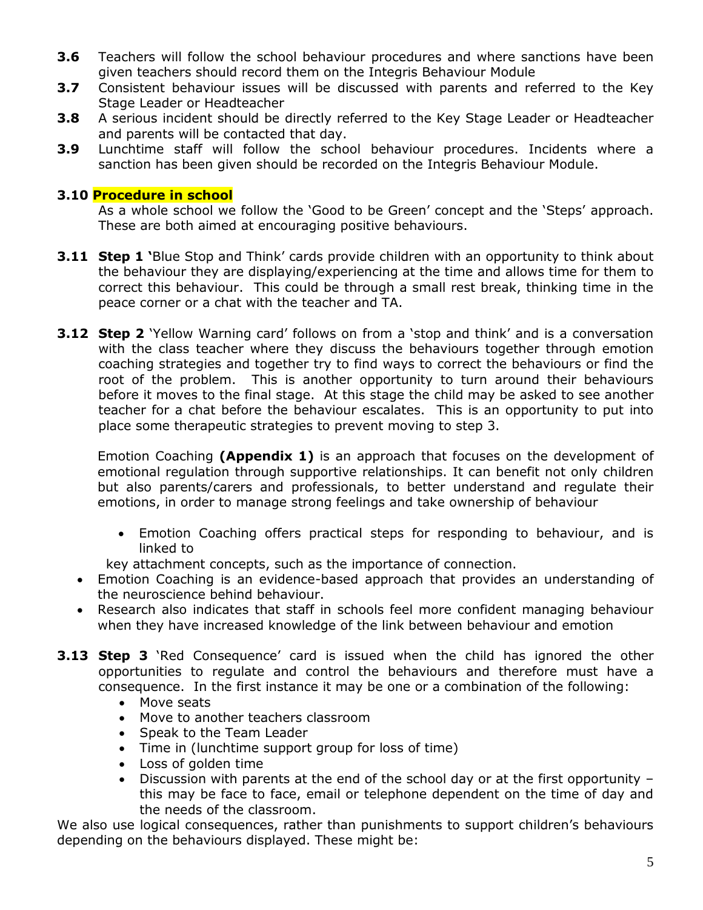**3.6** Teachers will follow the school behaviour procedures and where sanctions have been given teachers should record them on the Integris Behaviour Module

**3.7** Consistent behaviour issues will be discussed with parents and referred to the Key Stage Leader or Headteacher

**3.8** A serious incident should be directly referred to the Key Stage Leader or Headteacher and parents will be contacted that day.

**3.9** Lunchtime staff will follow the school behaviour procedures. Incidents where a sanction has been given should be recorded on the Integris Behaviour Module.

**3.10 Procedure in school**

As a whole school we follow the 'Good to be Green' concept and the 'Steps' approach. These are both aimed at encouraging positive behaviours.

**3.11 Step 1 '**Blue Stop and Think' cards provide children with an opportunity to think about the behaviour they are displaying/experiencing at the time and allows time for them to correct this behaviour. This could be through a small rest break, thinking time in the peace corner or a chat with the teacher and TA.

**3.12 Step 2** 'Yellow Warning card' follows on from a 'stop and think' and is a conversation with the class teacher where they discuss the behaviours together through emotion coaching strategies and together try to find ways to correct the behaviours or find the root of the problem. This is another opportunity to turn around their behaviours before it moves to the final stage. At this stage the child may be asked to see another teacher for a chat before the behaviour escalates. This is an opportunity to put into place some therapeutic strategies to prevent moving to step 3.

Emotion Coaching **(Appendix 1)** is an approach that focuses on the development of emotional regulation through supportive relationships. It can benefit not only children but also parents/carers and professionals, to better understand and regulate their emotions, in order to manage strong feelings and take ownership of behaviour

- Emotion Coaching offers practical steps for responding to behaviour, and is linked to key attachment concepts, such as the importance of connection.
- Emotion Coaching is an evidence-based approach that provides an understanding of the neuroscience behind behaviour.
- Research also indicates that staff in schools feel more confident managing behaviour when they have increased knowledge of the link between behaviour and emotion

**3.13 Step 3** 'Red Consequence' card is issued when the child has ignored the other opportunities to regulate and control the behaviours and therefore must have a consequence. In the first instance it may be one or a combination of the following:

- Move seats
- Move to another teachers classroom
- Speak to the Team Leader
- Time in (lunchtime support group for loss of time)
- Loss of golden time
- Discussion with parents at the end of the school day or at the first opportunity – this may be face to face, email or telephone dependent on the time of day and the needs of the classroom.

We also use logical consequences, rather than punishments to support children's behaviours depending on the behaviours displayed. These might be: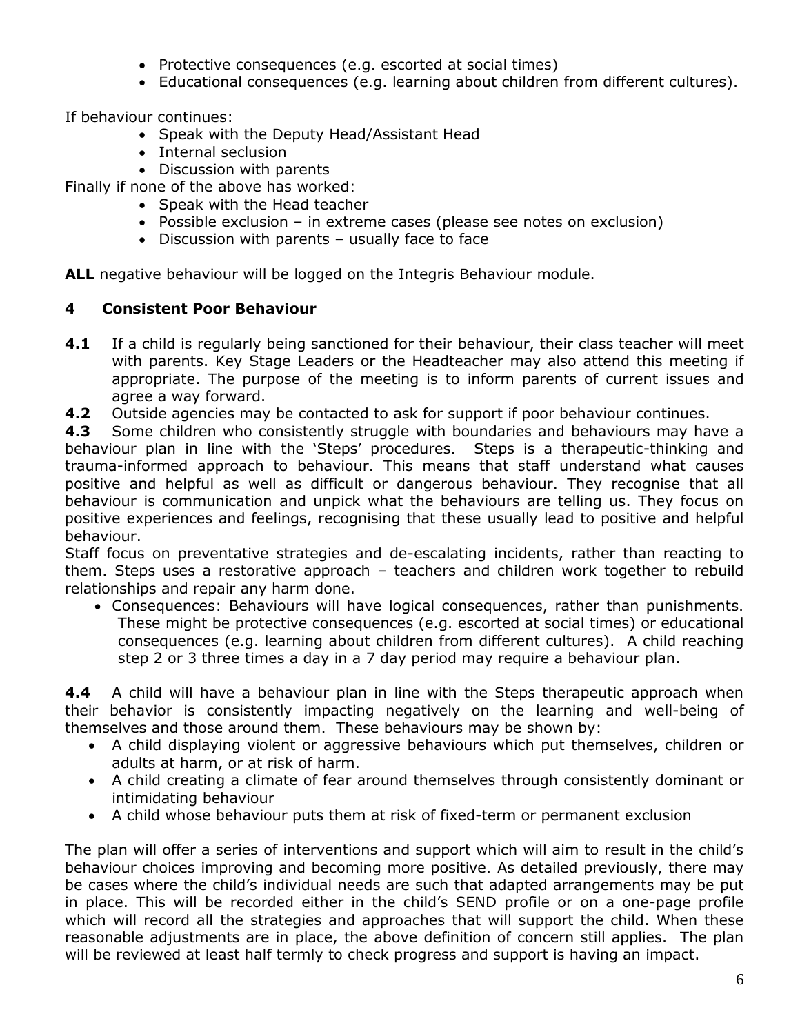- Protective consequences (e.g. escorted at social times)
- Educational consequences (e.g. learning about children from different cultures).

If behaviour continues:

- Speak with the Deputy Head/Assistant Head
- Internal seclusion
- Discussion with parents

Finally if none of the above has worked:

- Speak with the Head teacher
- Possible exclusion – in extreme cases (please see notes on exclusion)
- Discussion with parents – usually face to face

**ALL** negative behaviour will be logged on the Integris Behaviour module.

## 4 Consistent Poor Behaviour

**4.1** If a child is regularly being sanctioned for their behaviour, their class teacher will meet with parents. Key Stage Leaders or the Headteacher may also attend this meeting if appropriate. The purpose of the meeting is to inform parents of current issues and agree a way forward.

**4.2** Outside agencies may be contacted to ask for support if poor behaviour continues.

**4.3** Some children who consistently struggle with boundaries and behaviours may have a behaviour plan in line with the 'Steps' procedures. Steps is a therapeutic-thinking and trauma-informed approach to behaviour. This means that staff understand what causes positive and helpful as well as difficult or dangerous behaviour. They recognise that all behaviour is communication and unpick what the behaviours are telling us. They focus on positive experiences and feelings, recognising that these usually lead to positive and helpful behaviour.

Staff focus on preventative strategies and de-escalating incidents, rather than reacting to them. Steps uses a restorative approach – teachers and children work together to rebuild relationships and repair any harm done.

- Consequences: Behaviours will have logical consequences, rather than punishments. These might be protective consequences (e.g. escorted at social times) or educational consequences (e.g. learning about children from different cultures). A child reaching step 2 or 3 three times a day in a 7 day period may require a behaviour plan.

**4.4** A child will have a behaviour plan in line with the Steps therapeutic approach when their behavior is consistently impacting negatively on the learning and well-being of themselves and those around them. These behaviours may be shown by:

- A child displaying violent or aggressive behaviours which put themselves, children or adults at harm, or at risk of harm.
- A child creating a climate of fear around themselves through consistently dominant or intimidating behaviour
- A child whose behaviour puts them at risk of fixed-term or permanent exclusion

The plan will offer a series of interventions and support which will aim to result in the child's behaviour choices improving and becoming more positive. As detailed previously, there may be cases where the child's individual needs are such that adapted arrangements may be put in place. This will be recorded either in the child's SEND profile or on a one-page profile which will record all the strategies and approaches that will support the child. When these reasonable adjustments are in place, the above definition of concern still applies. The plan will be reviewed at least half termly to check progress and support is having an impact.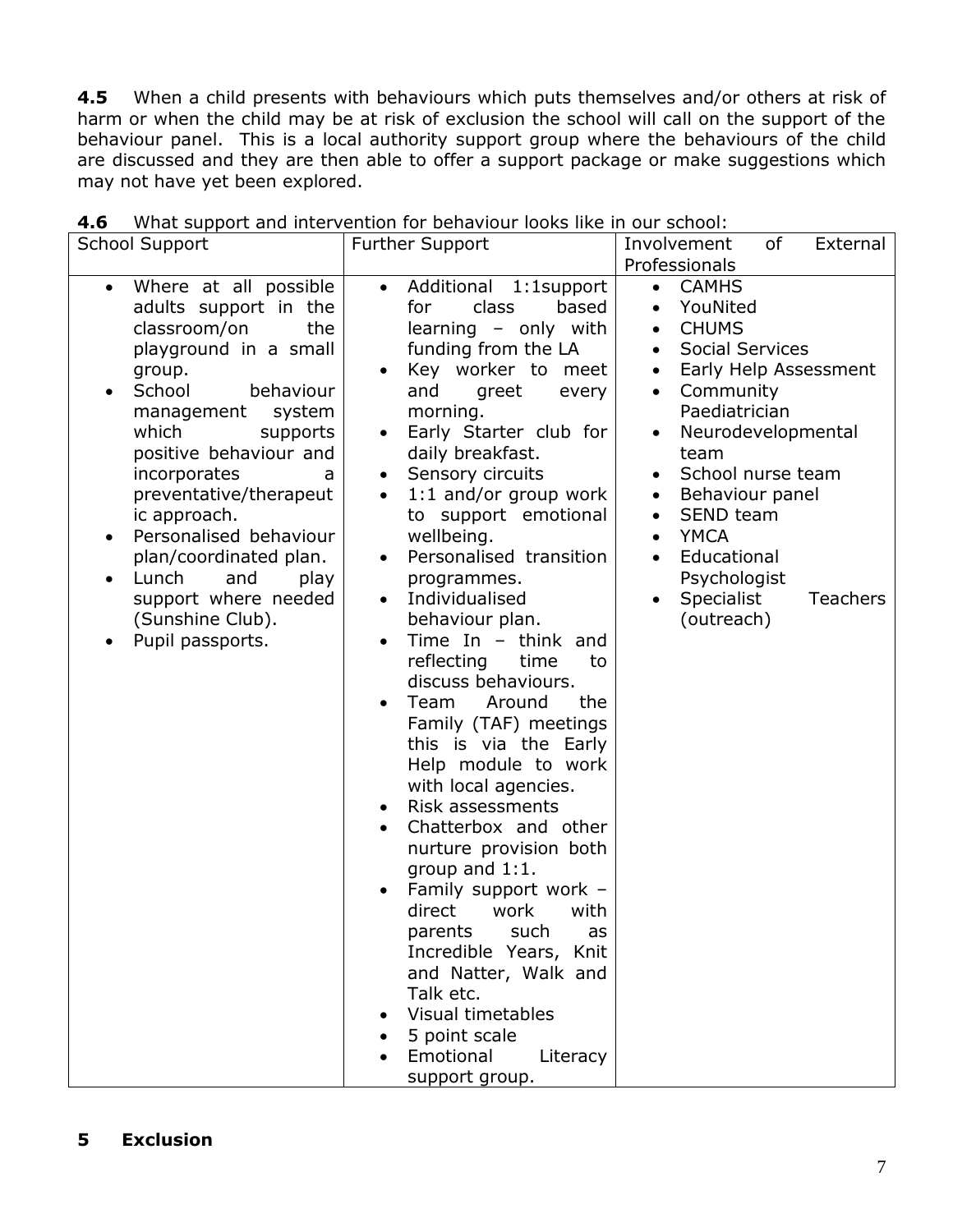**4.5** When a child presents with behaviours which puts themselves and/or others at risk of harm or when the child may be at risk of exclusion the school will call on the support of the behaviour panel. This is a local authority support group where the behaviours of the child are discussed and they are then able to offer a support package or make suggestions which may not have yet been explored.

**4.6** What support and intervention for behaviour looks like in our school:

| School Support | Further Support | Involvement of External Professionals |
|---|---|---|
| • Where at all possible adults support in the classroom/on the playground in a small group.<br>• School behaviour management system which supports positive behaviour and incorporates a preventative/therapeutic approach.<br>• Personalised behaviour plan/coordinated plan.<br>• Lunch and play support where needed (Sunshine Club).<br>• Pupil passports. | • Additional 1:1support for class based learning – only with funding from the LA<br>• Key worker to meet and greet every morning.<br>• Early Starter club for daily breakfast.<br>• Sensory circuits<br>• 1:1 and/or group work to support emotional wellbeing.<br>• Personalised transition programmes.<br>• Individualised behaviour plan.<br>• Time In – think and reflecting time to discuss behaviours.<br>• Team Around the Family (TAF) meetings this is via the Early Help module to work with local agencies.<br>• Risk assessments<br>• Chatterbox and other nurture provision both group and 1:1.<br>• Family support work – direct work with parents such as Incredible Years, Knit and Natter, Walk and Talk etc.<br>• Visual timetables<br>• 5 point scale<br>• Emotional Literacy support group. | • CAMHS<br>• YouNited<br>• CHUMS<br>• Social Services<br>• Early Help Assessment<br>• Community Paediatrician<br>• Neurodevelopmental team<br>• School nurse team<br>• Behaviour panel<br>• SEND team<br>• YMCA<br>• Educational Psychologist<br>• Specialist Teachers (outreach) |

## 5 Exclusion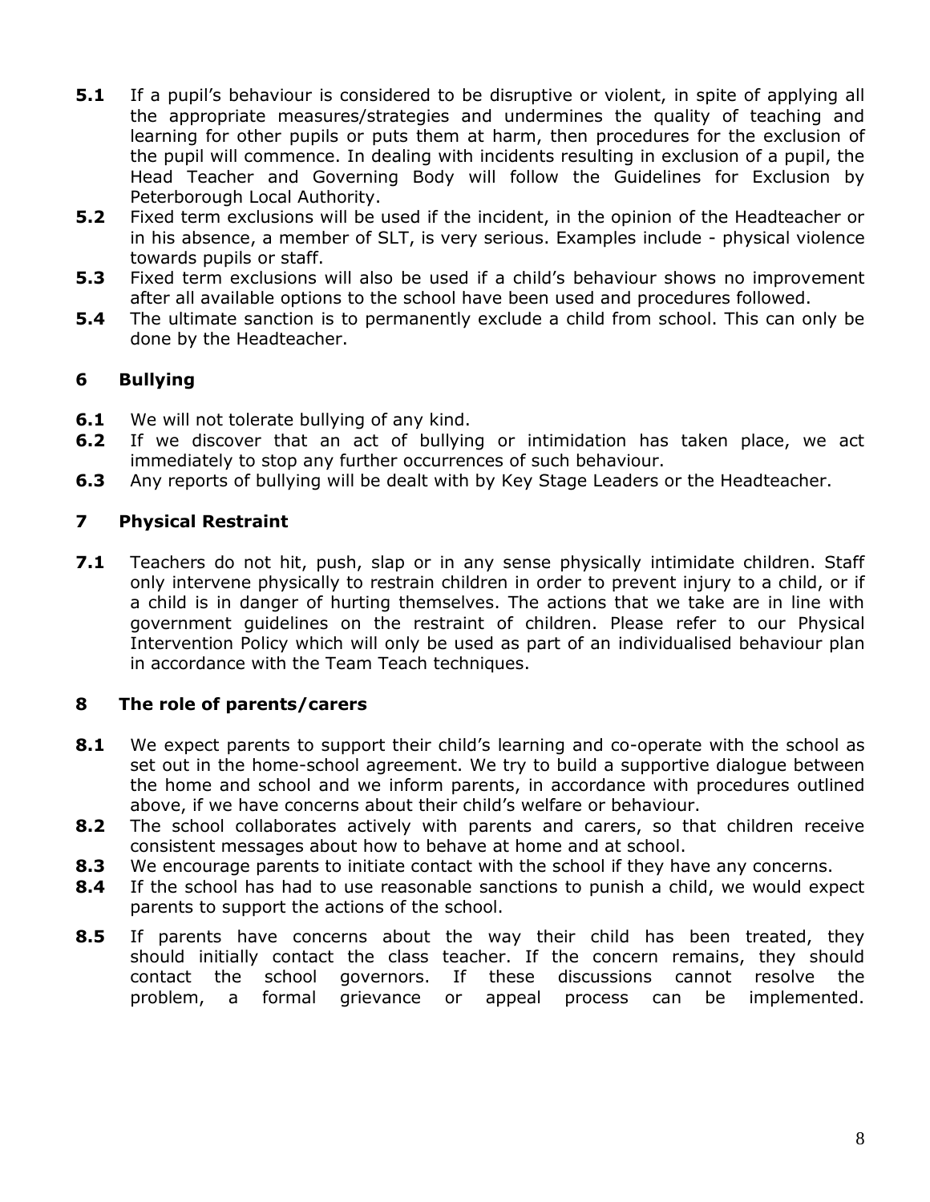**5.1** If a pupil's behaviour is considered to be disruptive or violent, in spite of applying all the appropriate measures/strategies and undermines the quality of teaching and learning for other pupils or puts them at harm, then procedures for the exclusion of the pupil will commence. In dealing with incidents resulting in exclusion of a pupil, the Head Teacher and Governing Body will follow the Guidelines for Exclusion by Peterborough Local Authority.

**5.2** Fixed term exclusions will be used if the incident, in the opinion of the Headteacher or in his absence, a member of SLT, is very serious. Examples include - physical violence towards pupils or staff.

**5.3** Fixed term exclusions will also be used if a child's behaviour shows no improvement after all available options to the school have been used and procedures followed.

**5.4** The ultimate sanction is to permanently exclude a child from school. This can only be done by the Headteacher.

## 6 Bullying

**6.1** We will not tolerate bullying of any kind.

**6.2** If we discover that an act of bullying or intimidation has taken place, we act immediately to stop any further occurrences of such behaviour.

**6.3** Any reports of bullying will be dealt with by Key Stage Leaders or the Headteacher.

## 7 Physical Restraint

**7.1** Teachers do not hit, push, slap or in any sense physically intimidate children. Staff only intervene physically to restrain children in order to prevent injury to a child, or if a child is in danger of hurting themselves. The actions that we take are in line with government guidelines on the restraint of children. Please refer to our Physical Intervention Policy which will only be used as part of an individualised behaviour plan in accordance with the Team Teach techniques.

## 8 The role of parents/carers

**8.1** We expect parents to support their child's learning and co-operate with the school as set out in the home-school agreement. We try to build a supportive dialogue between the home and school and we inform parents, in accordance with procedures outlined above, if we have concerns about their child's welfare or behaviour.

**8.2** The school collaborates actively with parents and carers, so that children receive consistent messages about how to behave at home and at school.

**8.3** We encourage parents to initiate contact with the school if they have any concerns.

**8.4** If the school has had to use reasonable sanctions to punish a child, we would expect parents to support the actions of the school.

**8.5** If parents have concerns about the way their child has been treated, they should initially contact the class teacher. If the concern remains, they should contact the school governors. If these discussions cannot resolve the problem, a formal grievance or appeal process can be implemented.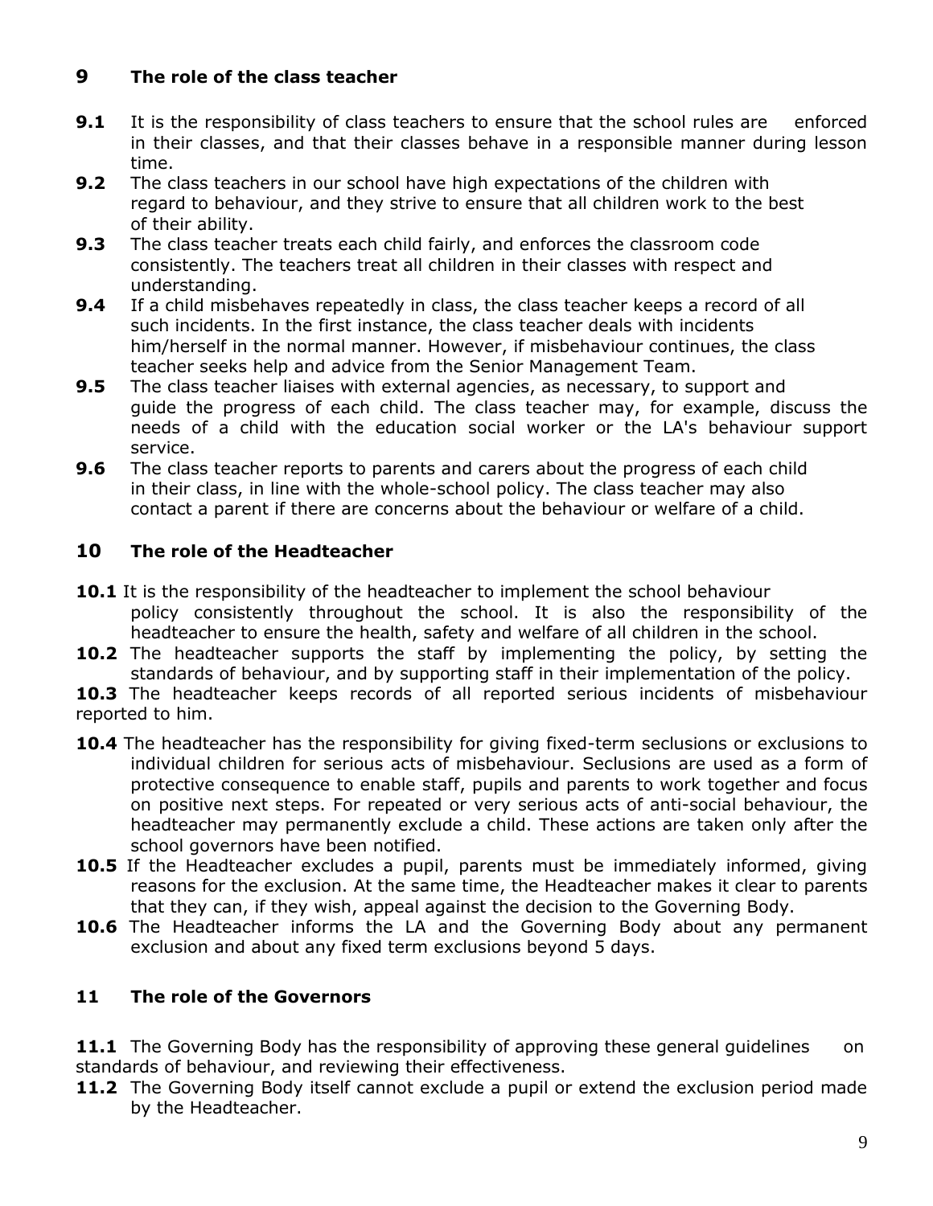## 9 The role of the class teacher

**9.1** It is the responsibility of class teachers to ensure that the school rules are enforced in their classes, and that their classes behave in a responsible manner during lesson time.

**9.2** The class teachers in our school have high expectations of the children with regard to behaviour, and they strive to ensure that all children work to the best of their ability.

**9.3** The class teacher treats each child fairly, and enforces the classroom code consistently. The teachers treat all children in their classes with respect and understanding.

**9.4** If a child misbehaves repeatedly in class, the class teacher keeps a record of all such incidents. In the first instance, the class teacher deals with incidents him/herself in the normal manner. However, if misbehaviour continues, the class teacher seeks help and advice from the Senior Management Team.

**9.5** The class teacher liaises with external agencies, as necessary, to support and guide the progress of each child. The class teacher may, for example, discuss the needs of a child with the education social worker or the LA's behaviour support service.

**9.6** The class teacher reports to parents and carers about the progress of each child in their class, in line with the whole-school policy. The class teacher may also contact a parent if there are concerns about the behaviour or welfare of a child.

## 10 The role of the Headteacher

**10.1** It is the responsibility of the headteacher to implement the school behaviour policy consistently throughout the school. It is also the responsibility of the headteacher to ensure the health, safety and welfare of all children in the school.

**10.2** The headteacher supports the staff by implementing the policy, by setting the standards of behaviour, and by supporting staff in their implementation of the policy.

**10.3** The headteacher keeps records of all reported serious incidents of misbehaviour reported to him.

**10.4** The headteacher has the responsibility for giving fixed-term seclusions or exclusions to individual children for serious acts of misbehaviour. Seclusions are used as a form of protective consequence to enable staff, pupils and parents to work together and focus on positive next steps. For repeated or very serious acts of anti-social behaviour, the headteacher may permanently exclude a child. These actions are taken only after the school governors have been notified.

**10.5** If the Headteacher excludes a pupil, parents must be immediately informed, giving reasons for the exclusion. At the same time, the Headteacher makes it clear to parents that they can, if they wish, appeal against the decision to the Governing Body.

**10.6** The Headteacher informs the LA and the Governing Body about any permanent exclusion and about any fixed term exclusions beyond 5 days.

## 11 The role of the Governors

**11.1** The Governing Body has the responsibility of approving these general guidelines on standards of behaviour, and reviewing their effectiveness.

**11.2** The Governing Body itself cannot exclude a pupil or extend the exclusion period made by the Headteacher.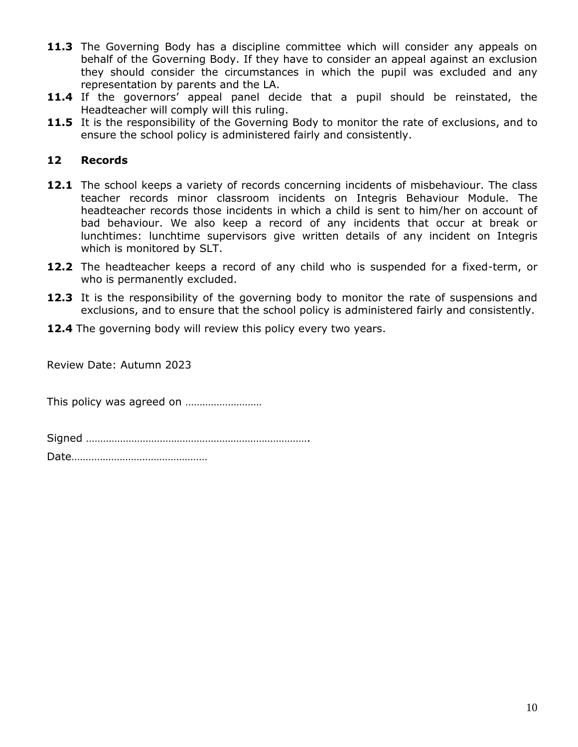**11.3** The Governing Body has a discipline committee which will consider any appeals on behalf of the Governing Body. If they have to consider an appeal against an exclusion they should consider the circumstances in which the pupil was excluded and any representation by parents and the LA.

**11.4** If the governors' appeal panel decide that a pupil should be reinstated, the Headteacher will comply will this ruling.

**11.5** It is the responsibility of the Governing Body to monitor the rate of exclusions, and to ensure the school policy is administered fairly and consistently.

## 12 Records

**12.1** The school keeps a variety of records concerning incidents of misbehaviour. The class teacher records minor classroom incidents on Integris Behaviour Module. The headteacher records those incidents in which a child is sent to him/her on account of bad behaviour. We also keep a record of any incidents that occur at break or lunchtimes: lunchtime supervisors give written details of any incident on Integris which is monitored by SLT.

**12.2** The headteacher keeps a record of any child who is suspended for a fixed-term, or who is permanently excluded.

**12.3** It is the responsibility of the governing body to monitor the rate of suspensions and exclusions, and to ensure that the school policy is administered fairly and consistently.

**12.4** The governing body will review this policy every two years.

Review Date: Autumn 2023

This policy was agreed on ……………………

Signed …………………………………………………………………….

Date…………………………………………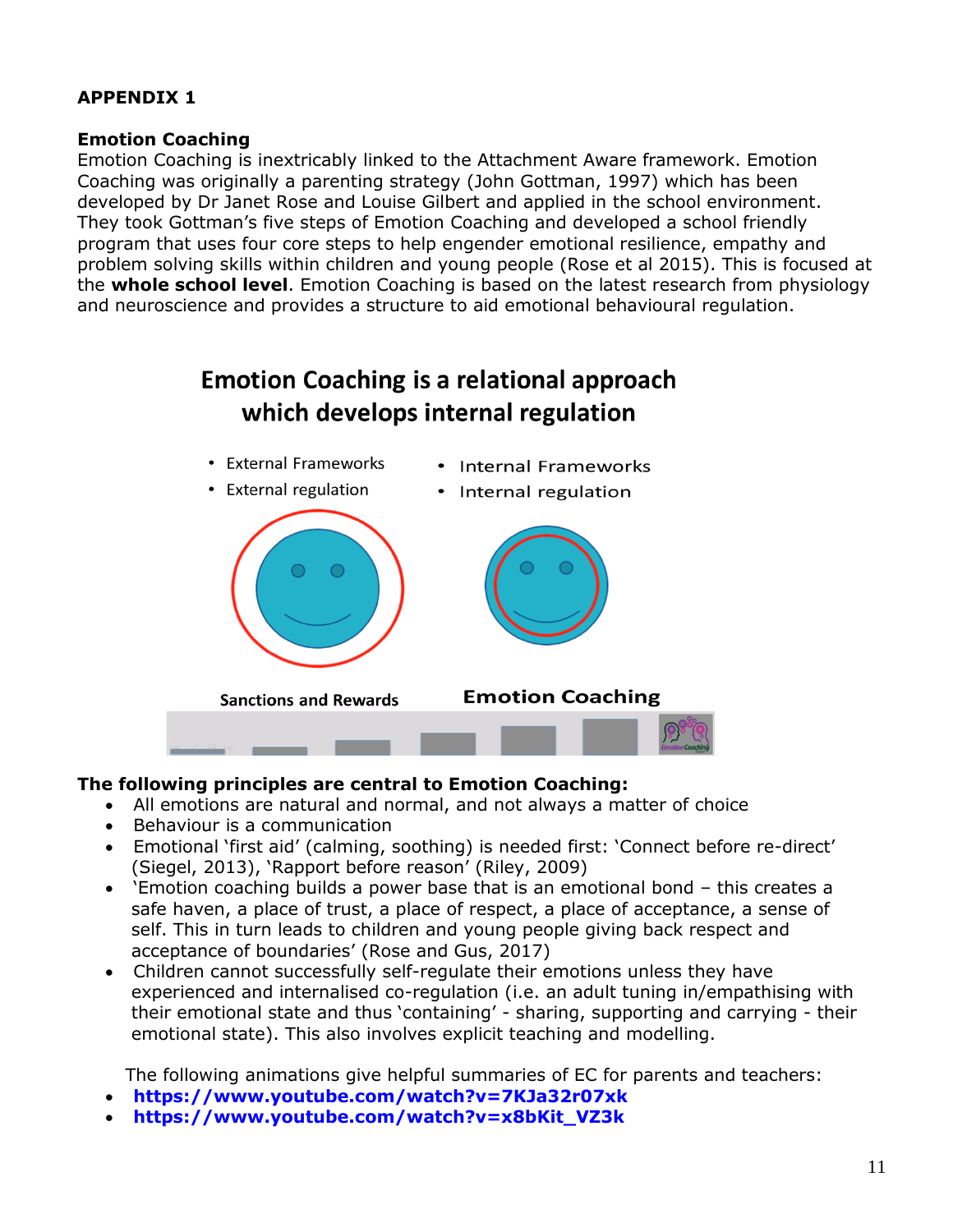**APPENDIX 1**

**Emotion Coaching**

Emotion Coaching is inextricably linked to the Attachment Aware framework. Emotion Coaching was originally a parenting strategy (John Gottman, 1997) which has been developed by Dr Janet Rose and Louise Gilbert and applied in the school environment. They took Gottman's five steps of Emotion Coaching and developed a school friendly program that uses four core steps to help engender emotional resilience, empathy and problem solving skills within children and young people (Rose et al 2015). This is focused at the **whole school level**. Emotion Coaching is based on the latest research from physiology and neuroscience and provides a structure to aid emotional behavioural regulation.

Emotion Coaching is a relational approach which develops internal regulation

- External Frameworks
- External regulation

- Internal Frameworks
- Internal regulation

Sanctions and Rewards

Emotion Coaching

**The following principles are central to Emotion Coaching:**

- All emotions are natural and normal, and not always a matter of choice
- Behaviour is a communication
- Emotional 'first aid' (calming, soothing) is needed first: 'Connect before re-direct' (Siegel, 2013), 'Rapport before reason' (Riley, 2009)
- 'Emotion coaching builds a power base that is an emotional bond – this creates a safe haven, a place of trust, a place of respect, a place of acceptance, a sense of self. This in turn leads to children and young people giving back respect and acceptance of boundaries' (Rose and Gus, 2017)
- Children cannot successfully self-regulate their emotions unless they have experienced and internalised co-regulation (i.e. an adult tuning in/empathising with their emotional state and thus 'containing' - sharing, supporting and carrying - their emotional state). This also involves explicit teaching and modelling.

The following animations give helpful summaries of EC for parents and teachers:

- **https://www.youtube.com/watch?v=7KJa32r07xk**
- **https://www.youtube.com/watch?v=x8bKit_VZ3k**